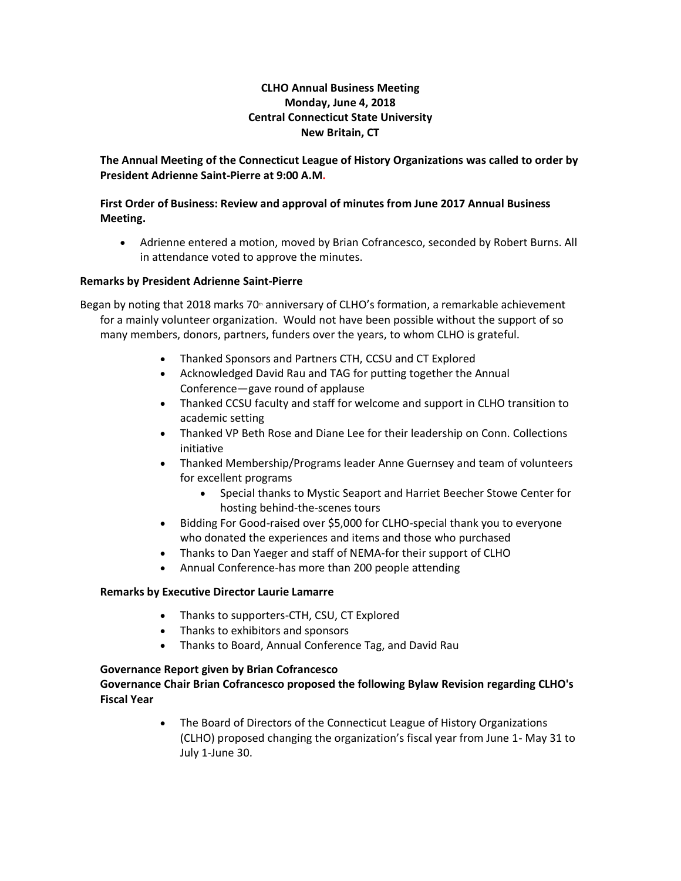**CLHO Annual Business Meeting**
**Monday, June 4, 2018**
**Central Connecticut State University**
**New Britain, CT**

**The Annual Meeting of the Connecticut League of History Organizations was called to order by President Adrienne Saint-Pierre at 9:00 A.M.**

**First Order of Business: Review and approval of minutes from June 2017 Annual Business Meeting.**

- Adrienne entered a motion, moved by Brian Cofrancesco, seconded by Robert Burns. All in attendance voted to approve the minutes.

**Remarks by President Adrienne Saint-Pierre**

Began by noting that 2018 marks 70th anniversary of CLHO's formation, a remarkable achievement for a mainly volunteer organization. Would not have been possible without the support of so many members, donors, partners, funders over the years, to whom CLHO is grateful.

- Thanked Sponsors and Partners CTH, CCSU and CT Explored
- Acknowledged David Rau and TAG for putting together the Annual Conference—gave round of applause
- Thanked CCSU faculty and staff for welcome and support in CLHO transition to academic setting
- Thanked VP Beth Rose and Diane Lee for their leadership on Conn. Collections initiative
- Thanked Membership/Programs leader Anne Guernsey and team of volunteers for excellent programs
    - Special thanks to Mystic Seaport and Harriet Beecher Stowe Center for hosting behind-the-scenes tours
- Bidding For Good-raised over $5,000 for CLHO-special thank you to everyone who donated the experiences and items and those who purchased
- Thanks to Dan Yaeger and staff of NEMA-for their support of CLHO
- Annual Conference-has more than 200 people attending

**Remarks by Executive Director Laurie Lamarre**

- Thanks to supporters-CTH, CSU, CT Explored
- Thanks to exhibitors and sponsors
- Thanks to Board, Annual Conference Tag, and David Rau

**Governance Report given by Brian Cofrancesco**
**Governance Chair Brian Cofrancesco proposed the following Bylaw Revision regarding CLHO's Fiscal Year**

- The Board of Directors of the Connecticut League of History Organizations (CLHO) proposed changing the organization's fiscal year from June 1- May 31 to July 1-June 30.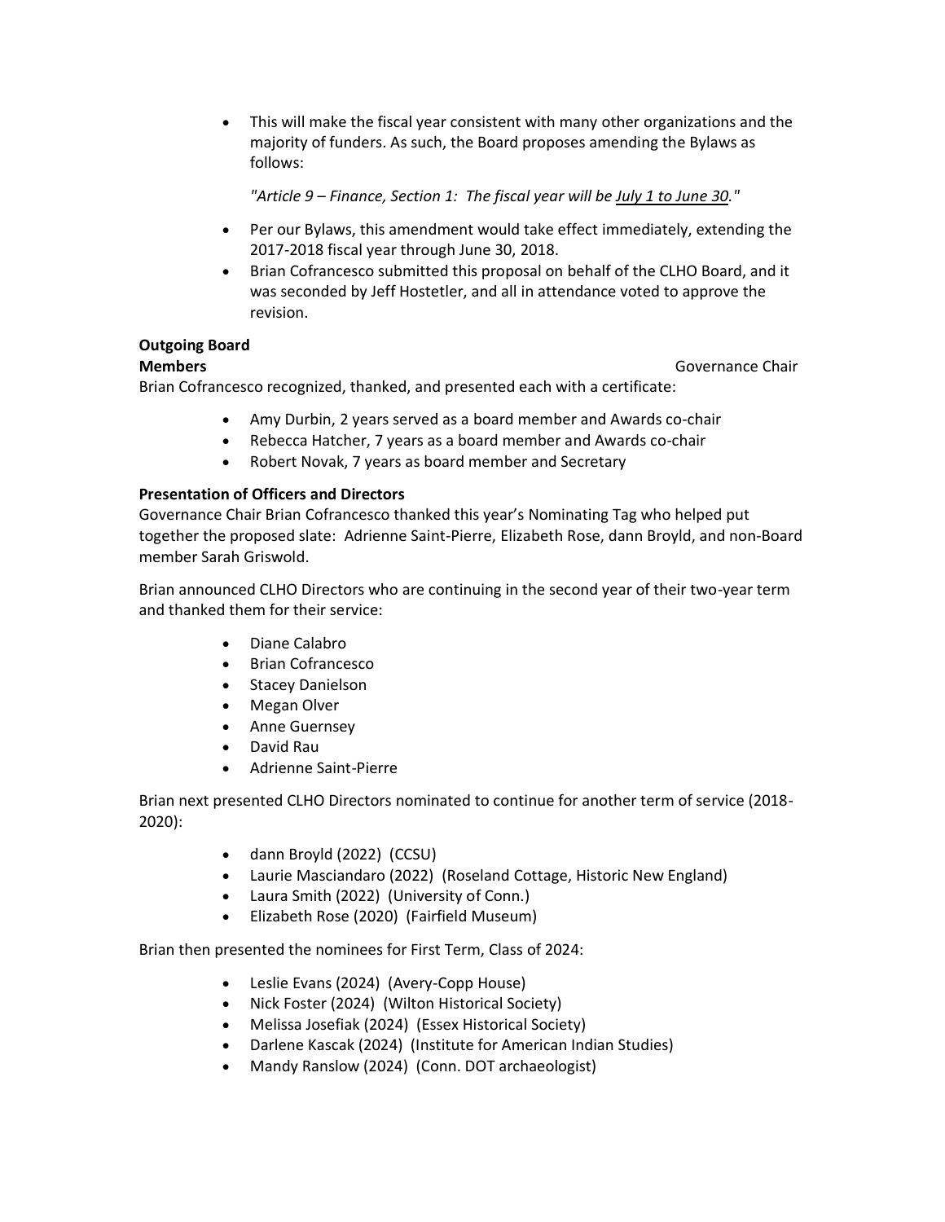- This will make the fiscal year consistent with many other organizations and the majority of funders. As such, the Board proposes amending the Bylaws as follows:

  *"Article 9 – Finance, Section 1: The fiscal year will be July 1 to June 30."*

- Per our Bylaws, this amendment would take effect immediately, extending the 2017-2018 fiscal year through June 30, 2018.
- Brian Cofrancesco submitted this proposal on behalf of the CLHO Board, and it was seconded by Jeff Hostetler, and all in attendance voted to approve the revision.

**Outgoing Board Members** Governance Chair

Brian Cofrancesco recognized, thanked, and presented each with a certificate:

- Amy Durbin, 2 years served as a board member and Awards co-chair
- Rebecca Hatcher, 7 years as a board member and Awards co-chair
- Robert Novak, 7 years as board member and Secretary

**Presentation of Officers and Directors**

Governance Chair Brian Cofrancesco thanked this year's Nominating Tag who helped put together the proposed slate: Adrienne Saint-Pierre, Elizabeth Rose, dann Broyld, and non-Board member Sarah Griswold.

Brian announced CLHO Directors who are continuing in the second year of their two-year term and thanked them for their service:

- Diane Calabro
- Brian Cofrancesco
- Stacey Danielson
- Megan Olver
- Anne Guernsey
- David Rau
- Adrienne Saint-Pierre

Brian next presented CLHO Directors nominated to continue for another term of service (2018-2020):

- dann Broyld (2022) (CCSU)
- Laurie Masciandaro (2022) (Roseland Cottage, Historic New England)
- Laura Smith (2022) (University of Conn.)
- Elizabeth Rose (2020) (Fairfield Museum)

Brian then presented the nominees for First Term, Class of 2024:

- Leslie Evans (2024) (Avery-Copp House)
- Nick Foster (2024) (Wilton Historical Society)
- Melissa Josefiak (2024) (Essex Historical Society)
- Darlene Kascak (2024) (Institute for American Indian Studies)
- Mandy Ranslow (2024) (Conn. DOT archaeologist)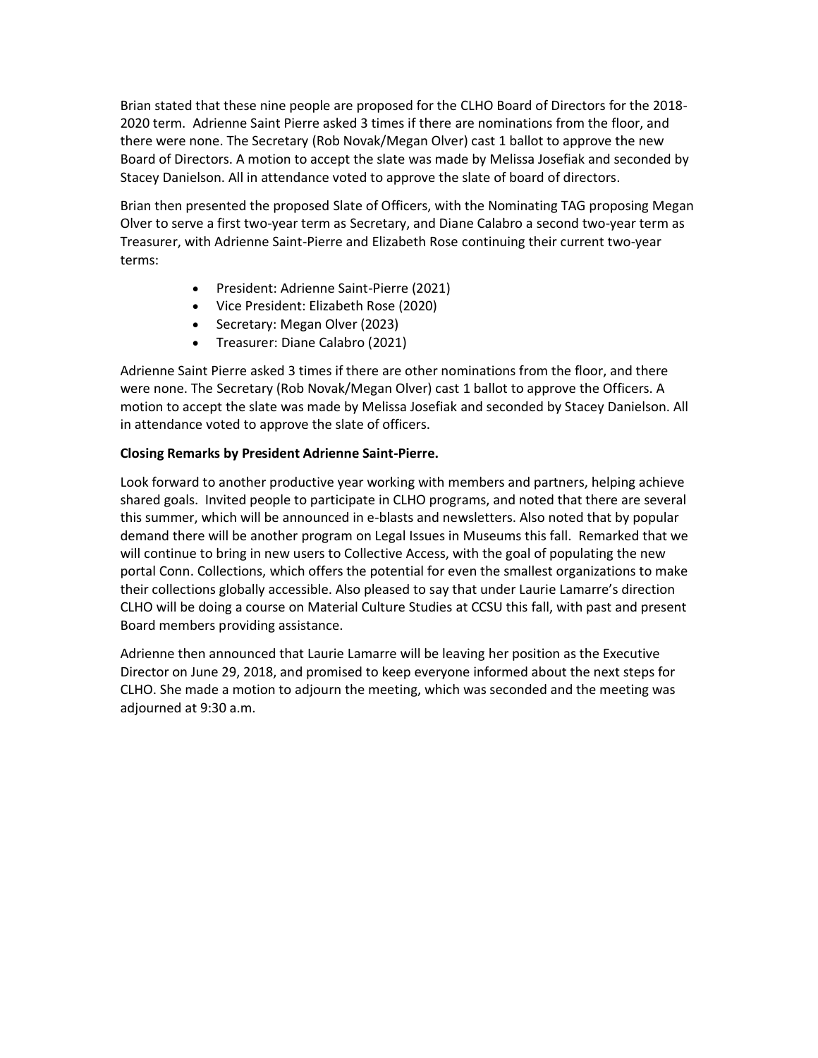Brian stated that these nine people are proposed for the CLHO Board of Directors for the 2018-2020 term. Adrienne Saint Pierre asked 3 times if there are nominations from the floor, and there were none. The Secretary (Rob Novak/Megan Olver) cast 1 ballot to approve the new Board of Directors. A motion to accept the slate was made by Melissa Josefiak and seconded by Stacey Danielson. All in attendance voted to approve the slate of board of directors.

Brian then presented the proposed Slate of Officers, with the Nominating TAG proposing Megan Olver to serve a first two-year term as Secretary, and Diane Calabro a second two-year term as Treasurer, with Adrienne Saint-Pierre and Elizabeth Rose continuing their current two-year terms:

- President: Adrienne Saint-Pierre (2021)
- Vice President: Elizabeth Rose (2020)
- Secretary: Megan Olver (2023)
- Treasurer: Diane Calabro (2021)

Adrienne Saint Pierre asked 3 times if there are other nominations from the floor, and there were none. The Secretary (Rob Novak/Megan Olver) cast 1 ballot to approve the Officers. A motion to accept the slate was made by Melissa Josefiak and seconded by Stacey Danielson. All in attendance voted to approve the slate of officers.

**Closing Remarks by President Adrienne Saint-Pierre.**

Look forward to another productive year working with members and partners, helping achieve shared goals. Invited people to participate in CLHO programs, and noted that there are several this summer, which will be announced in e-blasts and newsletters. Also noted that by popular demand there will be another program on Legal Issues in Museums this fall. Remarked that we will continue to bring in new users to Collective Access, with the goal of populating the new portal Conn. Collections, which offers the potential for even the smallest organizations to make their collections globally accessible. Also pleased to say that under Laurie Lamarre's direction CLHO will be doing a course on Material Culture Studies at CCSU this fall, with past and present Board members providing assistance.

Adrienne then announced that Laurie Lamarre will be leaving her position as the Executive Director on June 29, 2018, and promised to keep everyone informed about the next steps for CLHO. She made a motion to adjourn the meeting, which was seconded and the meeting was adjourned at 9:30 a.m.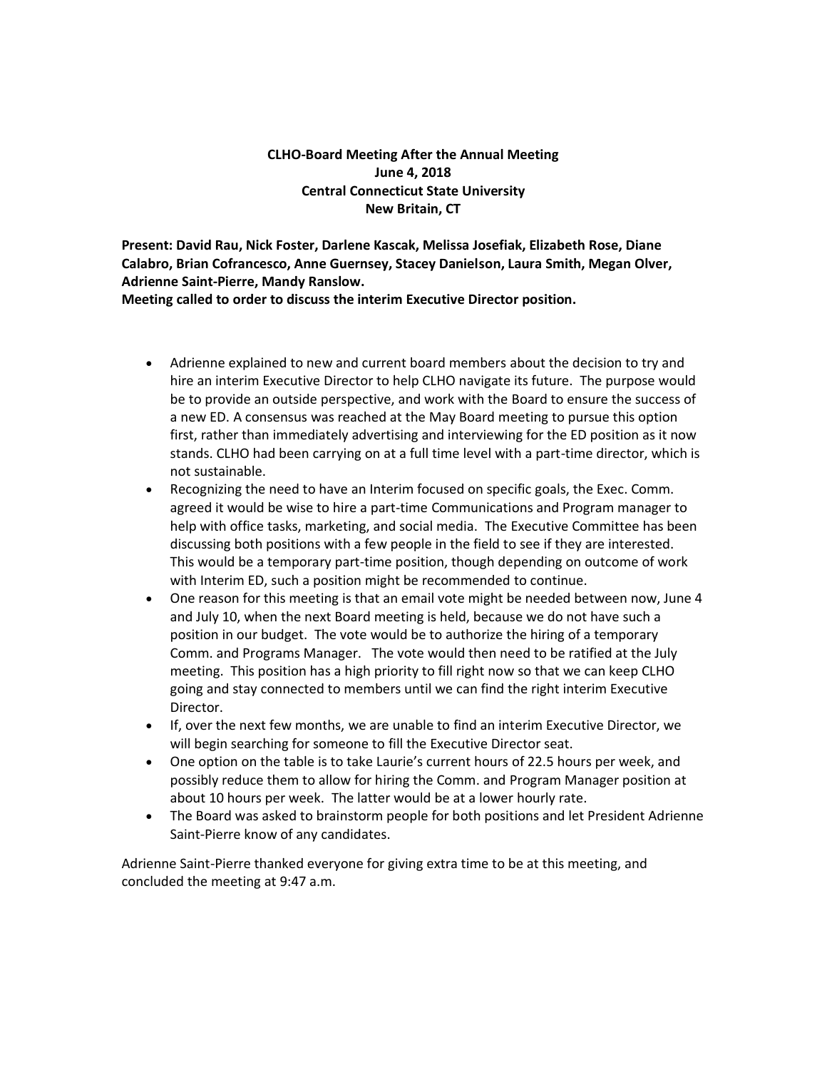**CLHO-Board Meeting After the Annual Meeting**
**June 4, 2018**
**Central Connecticut State University**
**New Britain, CT**

**Present: David Rau, Nick Foster, Darlene Kascak, Melissa Josefiak, Elizabeth Rose, Diane Calabro, Brian Cofrancesco, Anne Guernsey, Stacey Danielson, Laura Smith, Megan Olver, Adrienne Saint-Pierre, Mandy Ranslow.**
**Meeting called to order to discuss the interim Executive Director position.**

- Adrienne explained to new and current board members about the decision to try and hire an interim Executive Director to help CLHO navigate its future. The purpose would be to provide an outside perspective, and work with the Board to ensure the success of a new ED. A consensus was reached at the May Board meeting to pursue this option first, rather than immediately advertising and interviewing for the ED position as it now stands. CLHO had been carrying on at a full time level with a part-time director, which is not sustainable.
- Recognizing the need to have an Interim focused on specific goals, the Exec. Comm. agreed it would be wise to hire a part-time Communications and Program manager to help with office tasks, marketing, and social media. The Executive Committee has been discussing both positions with a few people in the field to see if they are interested. This would be a temporary part-time position, though depending on outcome of work with Interim ED, such a position might be recommended to continue.
- One reason for this meeting is that an email vote might be needed between now, June 4 and July 10, when the next Board meeting is held, because we do not have such a position in our budget. The vote would be to authorize the hiring of a temporary Comm. and Programs Manager. The vote would then need to be ratified at the July meeting. This position has a high priority to fill right now so that we can keep CLHO going and stay connected to members until we can find the right interim Executive Director.
- If, over the next few months, we are unable to find an interim Executive Director, we will begin searching for someone to fill the Executive Director seat.
- One option on the table is to take Laurie's current hours of 22.5 hours per week, and possibly reduce them to allow for hiring the Comm. and Program Manager position at about 10 hours per week. The latter would be at a lower hourly rate.
- The Board was asked to brainstorm people for both positions and let President Adrienne Saint-Pierre know of any candidates.

Adrienne Saint-Pierre thanked everyone for giving extra time to be at this meeting, and concluded the meeting at 9:47 a.m.